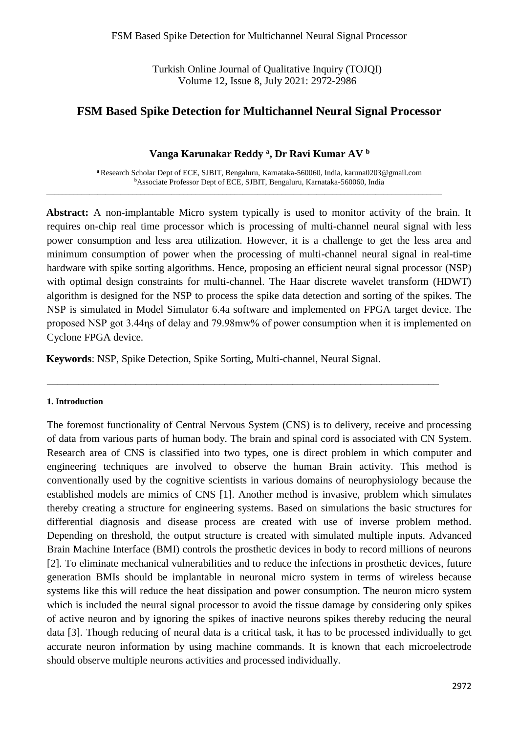# FSM Based Spike Detection for Multichannel Neural Signal Processor

**Vanga Karunakar Reddy [a], Dr Ravi Kumar AV [b]**

[a] Research Scholar Dept of ECE, SJBIT, Bengaluru, Karnataka-560060, India, karuna0203@gmail.com
[b] Associate Professor Dept of ECE, SJBIT, Bengaluru, Karnataka-560060, India

---

**Abstract:** A non-implantable Micro system typically is used to monitor activity of the brain. It requires on-chip real time processor which is processing of multi-channel neural signal with less power consumption and less area utilization. However, it is a challenge to get the less area and minimum consumption of power when the processing of multi-channel neural signal in real-time hardware with spike sorting algorithms. Hence, proposing an efficient neural signal processor (NSP) with optimal design constraints for multi-channel. The Haar discrete wavelet transform (HDWT) algorithm is designed for the NSP to process the spike data detection and sorting of the spikes. The NSP is simulated in Model Simulator 6.4a software and implemented on FPGA target device. The proposed NSP got 3.44ɳs of delay and 79.98mw% of power consumption when it is implemented on Cyclone FPGA device.

**Keywords**: NSP, Spike Detection, Spike Sorting, Multi-channel, Neural Signal.

---

#### 1. Introduction

The foremost functionality of Central Nervous System (CNS) is to delivery, receive and processing of data from various parts of human body. The brain and spinal cord is associated with CN System. Research area of CNS is classified into two types, one is direct problem in which computer and engineering techniques are involved to observe the human Brain activity. This method is conventionally used by the cognitive scientists in various domains of neurophysiology because the established models are mimics of CNS [1]. Another method is invasive, problem which simulates thereby creating a structure for engineering systems. Based on simulations the basic structures for differential diagnosis and disease process are created with use of inverse problem method. Depending on threshold, the output structure is created with simulated multiple inputs. Advanced Brain Machine Interface (BMI) controls the prosthetic devices in body to record millions of neurons [2]. To eliminate mechanical vulnerabilities and to reduce the infections in prosthetic devices, future generation BMIs should be implantable in neuronal micro system in terms of wireless because systems like this will reduce the heat dissipation and power consumption. The neuron micro system which is included the neural signal processor to avoid the tissue damage by considering only spikes of active neuron and by ignoring the spikes of inactive neurons spikes thereby reducing the neural data [3]. Though reducing of neural data is a critical task, it has to be processed individually to get accurate neuron information by using machine commands. It is known that each microelectrode should observe multiple neurons activities and processed individually.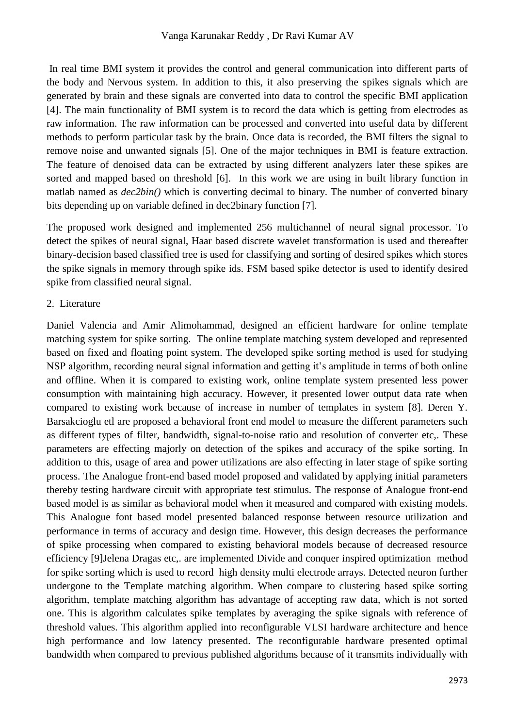In real time BMI system it provides the control and general communication into different parts of the body and Nervous system. In addition to this, it also preserving the spikes signals which are generated by brain and these signals are converted into data to control the specific BMI application [4]. The main functionality of BMI system is to record the data which is getting from electrodes as raw information. The raw information can be processed and converted into useful data by different methods to perform particular task by the brain. Once data is recorded, the BMI filters the signal to remove noise and unwanted signals [5]. One of the major techniques in BMI is feature extraction. The feature of denoised data can be extracted by using different analyzers later these spikes are sorted and mapped based on threshold [6]. In this work we are using in built library function in matlab named as *dec2bin()* which is converting decimal to binary. The number of converted binary bits depending up on variable defined in dec2binary function [7].

The proposed work designed and implemented 256 multichannel of neural signal processor. To detect the spikes of neural signal, Haar based discrete wavelet transformation is used and thereafter binary-decision based classified tree is used for classifying and sorting of desired spikes which stores the spike signals in memory through spike ids. FSM based spike detector is used to identify desired spike from classified neural signal.

## 2. Literature

Daniel Valencia and Amir Alimohammad, designed an efficient hardware for online template matching system for spike sorting. The online template matching system developed and represented based on fixed and floating point system. The developed spike sorting method is used for studying NSP algorithm, recording neural signal information and getting it's amplitude in terms of both online and offline. When it is compared to existing work, online template system presented less power consumption with maintaining high accuracy. However, it presented lower output data rate when compared to existing work because of increase in number of templates in system [8]. Deren Y. Barsakcioglu etl are proposed a behavioral front end model to measure the different parameters such as different types of filter, bandwidth, signal-to-noise ratio and resolution of converter etc,. These parameters are effecting majorly on detection of the spikes and accuracy of the spike sorting. In addition to this, usage of area and power utilizations are also effecting in later stage of spike sorting process. The Analogue front-end based model proposed and validated by applying initial parameters thereby testing hardware circuit with appropriate test stimulus. The response of Analogue front-end based model is as similar as behavioral model when it measured and compared with existing models. This Analogue font based model presented balanced response between resource utilization and performance in terms of accuracy and design time. However, this design decreases the performance of spike processing when compared to existing behavioral models because of decreased resource efficiency [9]Jelena Dragas etc,. are implemented Divide and conquer inspired optimization method for spike sorting which is used to record high density multi electrode arrays. Detected neuron further undergone to the Template matching algorithm. When compare to clustering based spike sorting algorithm, template matching algorithm has advantage of accepting raw data, which is not sorted one. This is algorithm calculates spike templates by averaging the spike signals with reference of threshold values. This algorithm applied into reconfigurable VLSI hardware architecture and hence high performance and low latency presented. The reconfigurable hardware presented optimal bandwidth when compared to previous published algorithms because of it transmits individually with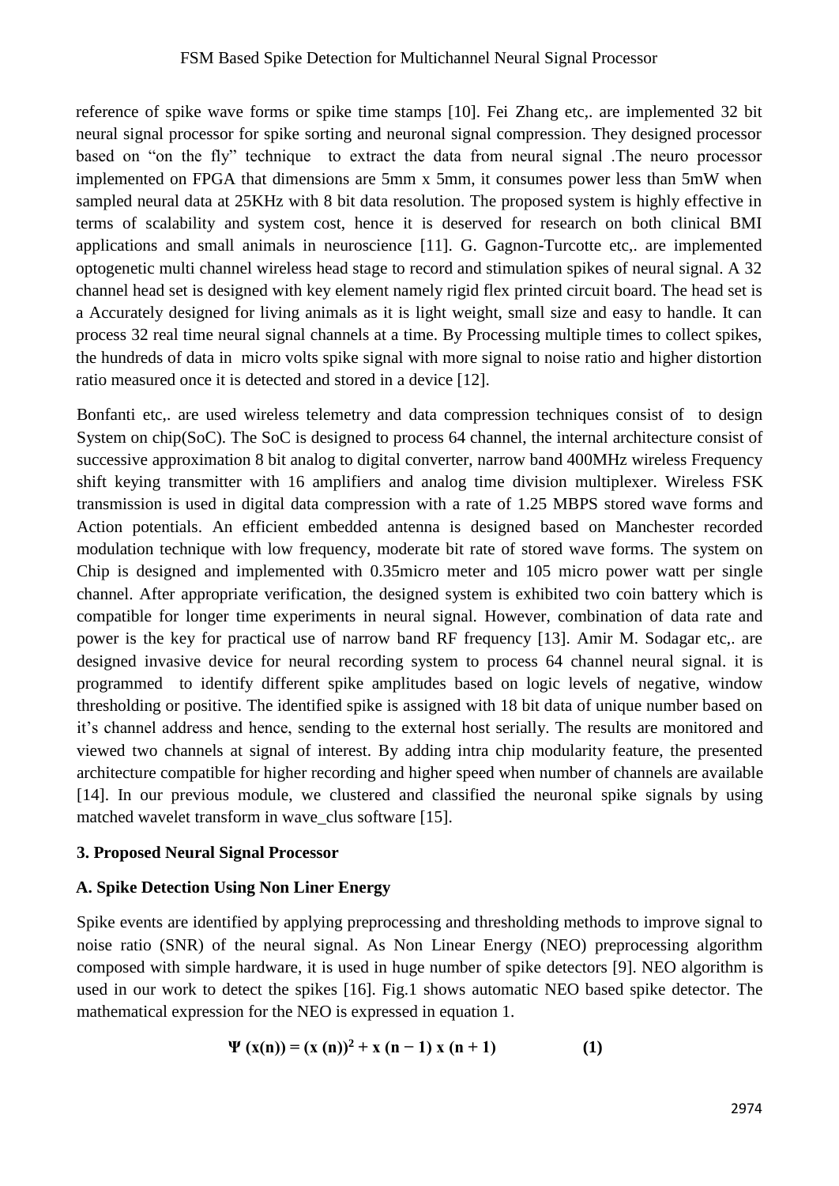reference of spike wave forms or spike time stamps [10]. Fei Zhang etc,. are implemented 32 bit neural signal processor for spike sorting and neuronal signal compression. They designed processor based on "on the fly" technique to extract the data from neural signal .The neuro processor implemented on FPGA that dimensions are 5mm x 5mm, it consumes power less than 5mW when sampled neural data at 25KHz with 8 bit data resolution. The proposed system is highly effective in terms of scalability and system cost, hence it is deserved for research on both clinical BMI applications and small animals in neuroscience [11]. G. Gagnon-Turcotte etc,. are implemented optogenetic multi channel wireless head stage to record and stimulation spikes of neural signal. A 32 channel head set is designed with key element namely rigid flex printed circuit board. The head set is a Accurately designed for living animals as it is light weight, small size and easy to handle. It can process 32 real time neural signal channels at a time. By Processing multiple times to collect spikes, the hundreds of data in micro volts spike signal with more signal to noise ratio and higher distortion ratio measured once it is detected and stored in a device [12].

Bonfanti etc,. are used wireless telemetry and data compression techniques consist of to design System on chip(SoC). The SoC is designed to process 64 channel, the internal architecture consist of successive approximation 8 bit analog to digital converter, narrow band 400MHz wireless Frequency shift keying transmitter with 16 amplifiers and analog time division multiplexer. Wireless FSK transmission is used in digital data compression with a rate of 1.25 MBPS stored wave forms and Action potentials. An efficient embedded antenna is designed based on Manchester recorded modulation technique with low frequency, moderate bit rate of stored wave forms. The system on Chip is designed and implemented with 0.35micro meter and 105 micro power watt per single channel. After appropriate verification, the designed system is exhibited two coin battery which is compatible for longer time experiments in neural signal. However, combination of data rate and power is the key for practical use of narrow band RF frequency [13]. Amir M. Sodagar etc,. are designed invasive device for neural recording system to process 64 channel neural signal. it is programmed to identify different spike amplitudes based on logic levels of negative, window thresholding or positive. The identified spike is assigned with 18 bit data of unique number based on it's channel address and hence, sending to the external host serially. The results are monitored and viewed two channels at signal of interest. By adding intra chip modularity feature, the presented architecture compatible for higher recording and higher speed when number of channels are available [14]. In our previous module, we clustered and classified the neuronal spike signals by using matched wavelet transform in wave_clus software [15].

## 3. Proposed Neural Signal Processor

### A. Spike Detection Using Non Liner Energy

Spike events are identified by applying preprocessing and thresholding methods to improve signal to noise ratio (SNR) of the neural signal. As Non Linear Energy (NEO) preprocessing algorithm composed with simple hardware, it is used in huge number of spike detectors [9]. NEO algorithm is used in our work to detect the spikes [16]. Fig.1 shows automatic NEO based spike detector. The mathematical expression for the NEO is expressed in equation 1.

$$\Psi(x(n)) = (x(n))^2 + x(n-1)\,x(n+1) \qquad (1)$$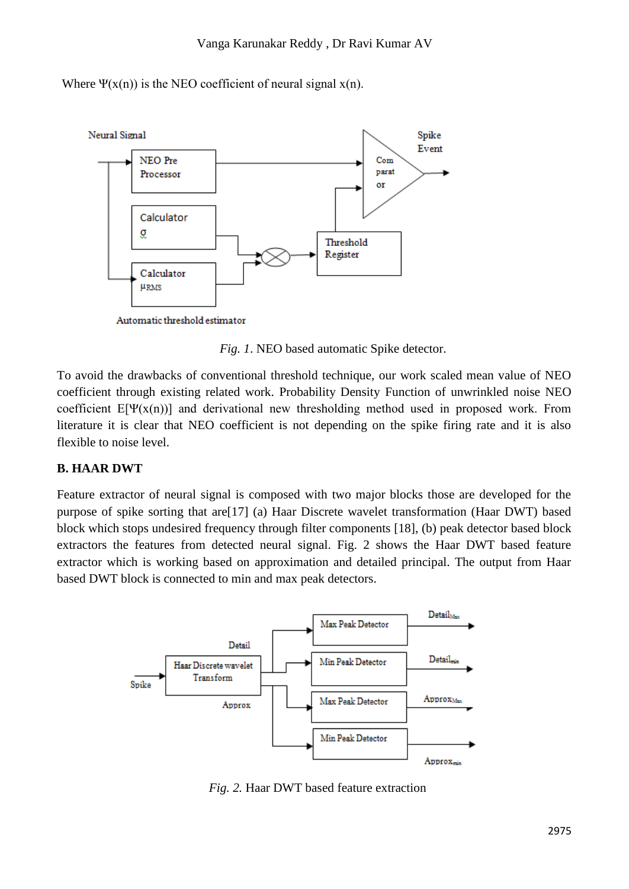Where $\Psi(x(n))$ is the NEO coefficient of neural signal $x(n)$.

*Fig. 1.* NEO based automatic Spike detector.

To avoid the drawbacks of conventional threshold technique, our work scaled mean value of NEO coefficient through existing related work. Probability Density Function of unwrinkled noise NEO coefficient $E[\Psi(x(n))]$ and derivational new thresholding method used in proposed work. From literature it is clear that NEO coefficient is not depending on the spike firing rate and it is also flexible to noise level.

### B. HAAR DWT

Feature extractor of neural signal is composed with two major blocks those are developed for the purpose of spike sorting that are[17] (a) Haar Discrete wavelet transformation (Haar DWT) based block which stops undesired frequency through filter components [18], (b) peak detector based block extractors the features from detected neural signal. Fig. 2 shows the Haar DWT based feature extractor which is working based on approximation and detailed principal. The output from Haar based DWT block is connected to min and max peak detectors.

*Fig. 2.* Haar DWT based feature extraction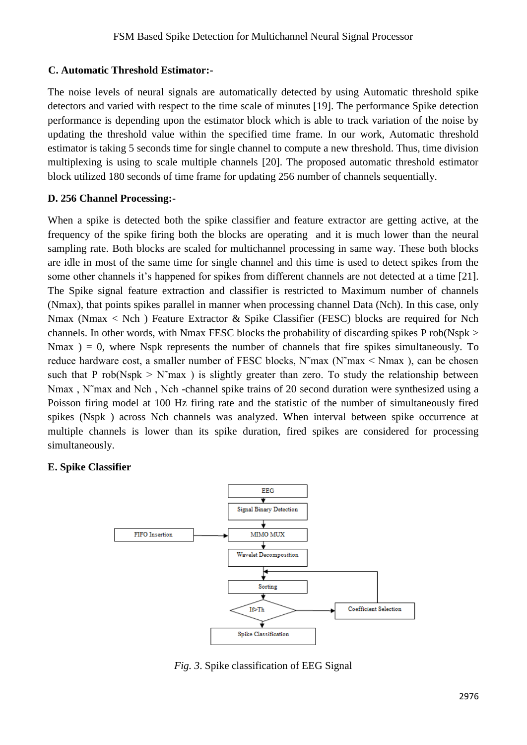### C. Automatic Threshold Estimator:-

The noise levels of neural signals are automatically detected by using Automatic threshold spike detectors and varied with respect to the time scale of minutes [19]. The performance Spike detection performance is depending upon the estimator block which is able to track variation of the noise by updating the threshold value within the specified time frame. In our work, Automatic threshold estimator is taking 5 seconds time for single channel to compute a new threshold. Thus, time division multiplexing is using to scale multiple channels [20]. The proposed automatic threshold estimator block utilized 180 seconds of time frame for updating 256 number of channels sequentially.

### D. 256 Channel Processing:-

When a spike is detected both the spike classifier and feature extractor are getting active, at the frequency of the spike firing both the blocks are operating and it is much lower than the neural sampling rate. Both blocks are scaled for multichannel processing in same way. These both blocks are idle in most of the same time for single channel and this time is used to detect spikes from the some other channels it's happened for spikes from different channels are not detected at a time [21]. The Spike signal feature extraction and classifier is restricted to Maximum number of channels ($N_{max}$), that points spikes parallel in manner when processing channel Data ($N_{ch}$). In this case, only $N_{max}$ ($N_{max} < N_{ch}$) Feature Extractor & Spike Classifier (FESC) blocks are required for $N_{ch}$ channels. In other words, with $N_{max}$ FESC blocks the probability of discarding spikes $P\,rob(N_{spk} > N_{max}) = 0$, where $N_{spk}$ represents the number of channels that fire spikes simultaneously. To reduce hardware cost, a smaller number of FESC blocks, $\tilde{N}_{max}$ ($\tilde{N}_{max} < N_{max}$), can be chosen such that $P\,rob(N_{spk} > \tilde{N}_{max})$ is slightly greater than zero. To study the relationship between $N_{max}$, $\tilde{N}_{max}$ and $N_{ch}$, $N_{ch}$ -channel spike trains of 20 second duration were synthesized using a Poisson firing model at 100 Hz firing rate and the statistic of the number of simultaneously fired spikes ($N_{spk}$) across $N_{ch}$ channels was analyzed. When interval between spike occurrence at multiple channels is lower than its spike duration, fired spikes are considered for processing simultaneously.

### E. Spike Classifier

*Fig. 3*. Spike classification of EEG Signal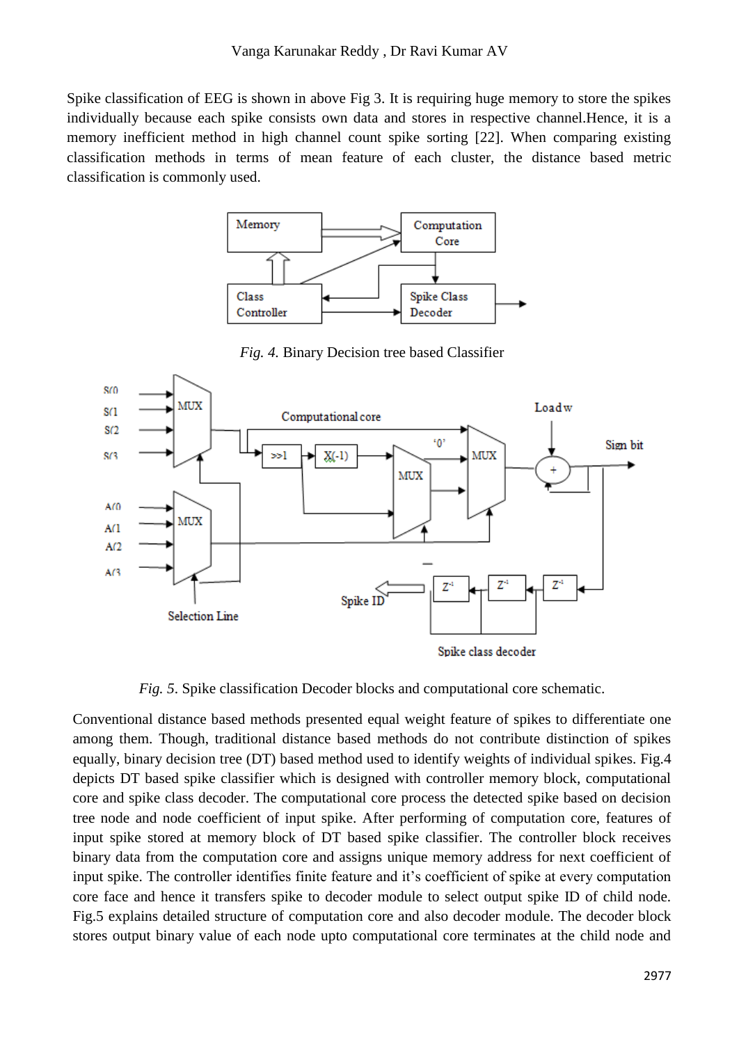Spike classification of EEG is shown in above Fig 3. It is requiring huge memory to store the spikes individually because each spike consists own data and stores in respective channel.Hence, it is a memory inefficient method in high channel count spike sorting [22]. When comparing existing classification methods in terms of mean feature of each cluster, the distance based metric classification is commonly used.

*Fig. 4.* Binary Decision tree based Classifier

*Fig. 5.* Spike classification Decoder blocks and computational core schematic.

Conventional distance based methods presented equal weight feature of spikes to differentiate one among them. Though, traditional distance based methods do not contribute distinction of spikes equally, binary decision tree (DT) based method used to identify weights of individual spikes. Fig.4 depicts DT based spike classifier which is designed with controller memory block, computational core and spike class decoder. The computational core process the detected spike based on decision tree node and node coefficient of input spike. After performing of computation core, features of input spike stored at memory block of DT based spike classifier. The controller block receives binary data from the computation core and assigns unique memory address for next coefficient of input spike. The controller identifies finite feature and it's coefficient of spike at every computation core face and hence it transfers spike to decoder module to select output spike ID of child node. Fig.5 explains detailed structure of computation core and also decoder module. The decoder block stores output binary value of each node upto computational core terminates at the child node and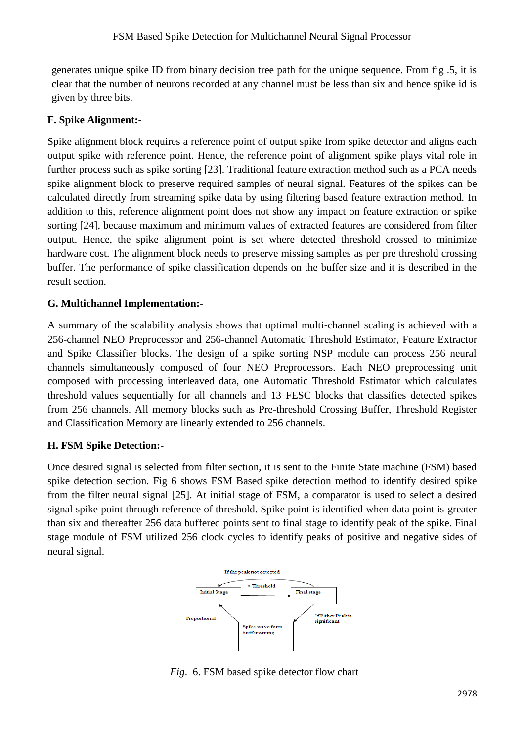generates unique spike ID from binary decision tree path for the unique sequence. From fig .5, it is clear that the number of neurons recorded at any channel must be less than six and hence spike id is given by three bits.

### F. Spike Alignment:-

Spike alignment block requires a reference point of output spike from spike detector and aligns each output spike with reference point. Hence, the reference point of alignment spike plays vital role in further process such as spike sorting [23]. Traditional feature extraction method such as a PCA needs spike alignment block to preserve required samples of neural signal. Features of the spikes can be calculated directly from streaming spike data by using filtering based feature extraction method. In addition to this, reference alignment point does not show any impact on feature extraction or spike sorting [24], because maximum and minimum values of extracted features are considered from filter output. Hence, the spike alignment point is set where detected threshold crossed to minimize hardware cost. The alignment block needs to preserve missing samples as per pre threshold crossing buffer. The performance of spike classification depends on the buffer size and it is described in the result section.

### G. Multichannel Implementation:-

A summary of the scalability analysis shows that optimal multi-channel scaling is achieved with a 256-channel NEO Preprocessor and 256-channel Automatic Threshold Estimator, Feature Extractor and Spike Classifier blocks. The design of a spike sorting NSP module can process 256 neural channels simultaneously composed of four NEO Preprocessors. Each NEO preprocessing unit composed with processing interleaved data, one Automatic Threshold Estimator which calculates threshold values sequentially for all channels and 13 FESC blocks that classifies detected spikes from 256 channels. All memory blocks such as Pre-threshold Crossing Buffer, Threshold Register and Classification Memory are linearly extended to 256 channels.

### H. FSM Spike Detection:-

Once desired signal is selected from filter section, it is sent to the Finite State machine (FSM) based spike detection section. Fig 6 shows FSM Based spike detection method to identify desired spike from the filter neural signal [25]. At initial stage of FSM, a comparator is used to select a desired signal spike point through reference of threshold. Spike point is identified when data point is greater than six and thereafter 256 data buffered points sent to final stage to identify peak of the spike. Final stage module of FSM utilized 256 clock cycles to identify peaks of positive and negative sides of neural signal.

*Fig*. 6. FSM based spike detector flow chart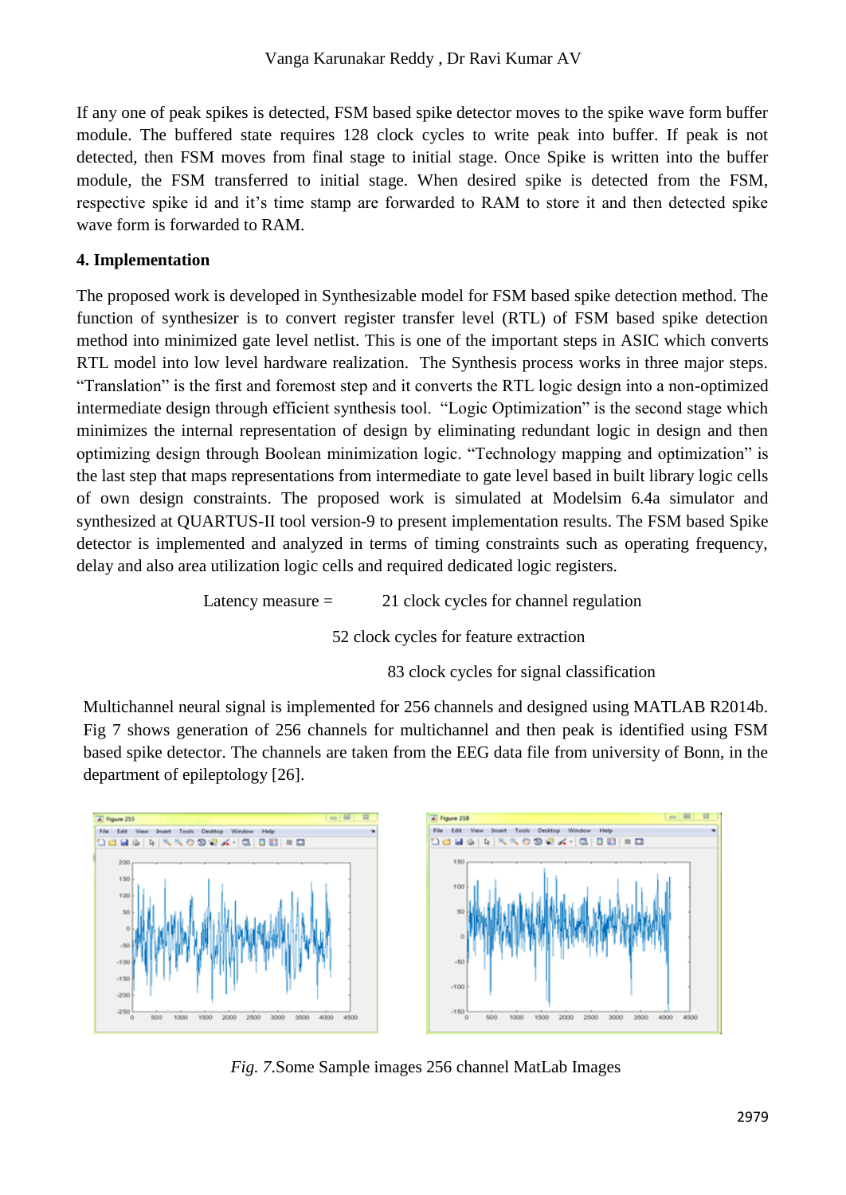If any one of peak spikes is detected, FSM based spike detector moves to the spike wave form buffer module. The buffered state requires 128 clock cycles to write peak into buffer. If peak is not detected, then FSM moves from final stage to initial stage. Once Spike is written into the buffer module, the FSM transferred to initial stage. When desired spike is detected from the FSM, respective spike id and it's time stamp are forwarded to RAM to store it and then detected spike wave form is forwarded to RAM.

## 4. Implementation

The proposed work is developed in Synthesizable model for FSM based spike detection method. The function of synthesizer is to convert register transfer level (RTL) of FSM based spike detection method into minimized gate level netlist. This is one of the important steps in ASIC which converts RTL model into low level hardware realization. The Synthesis process works in three major steps. "Translation" is the first and foremost step and it converts the RTL logic design into a non-optimized intermediate design through efficient synthesis tool. "Logic Optimization" is the second stage which minimizes the internal representation of design by eliminating redundant logic in design and then optimizing design through Boolean minimization logic. "Technology mapping and optimization" is the last step that maps representations from intermediate to gate level based in built library logic cells of own design constraints. The proposed work is simulated at Modelsim 6.4a simulator and synthesized at QUARTUS-II tool version-9 to present implementation results. The FSM based Spike detector is implemented and analyzed in terms of timing constraints such as operating frequency, delay and also area utilization logic cells and required dedicated logic registers.

Latency measure = 21 clock cycles for channel regulation

52 clock cycles for feature extraction

83 clock cycles for signal classification

Multichannel neural signal is implemented for 256 channels and designed using MATLAB R2014b. Fig 7 shows generation of 256 channels for multichannel and then peak is identified using FSM based spike detector. The channels are taken from the EEG data file from university of Bonn, in the department of epileptology [26].

*Fig. 7.*Some Sample images 256 channel MatLab Images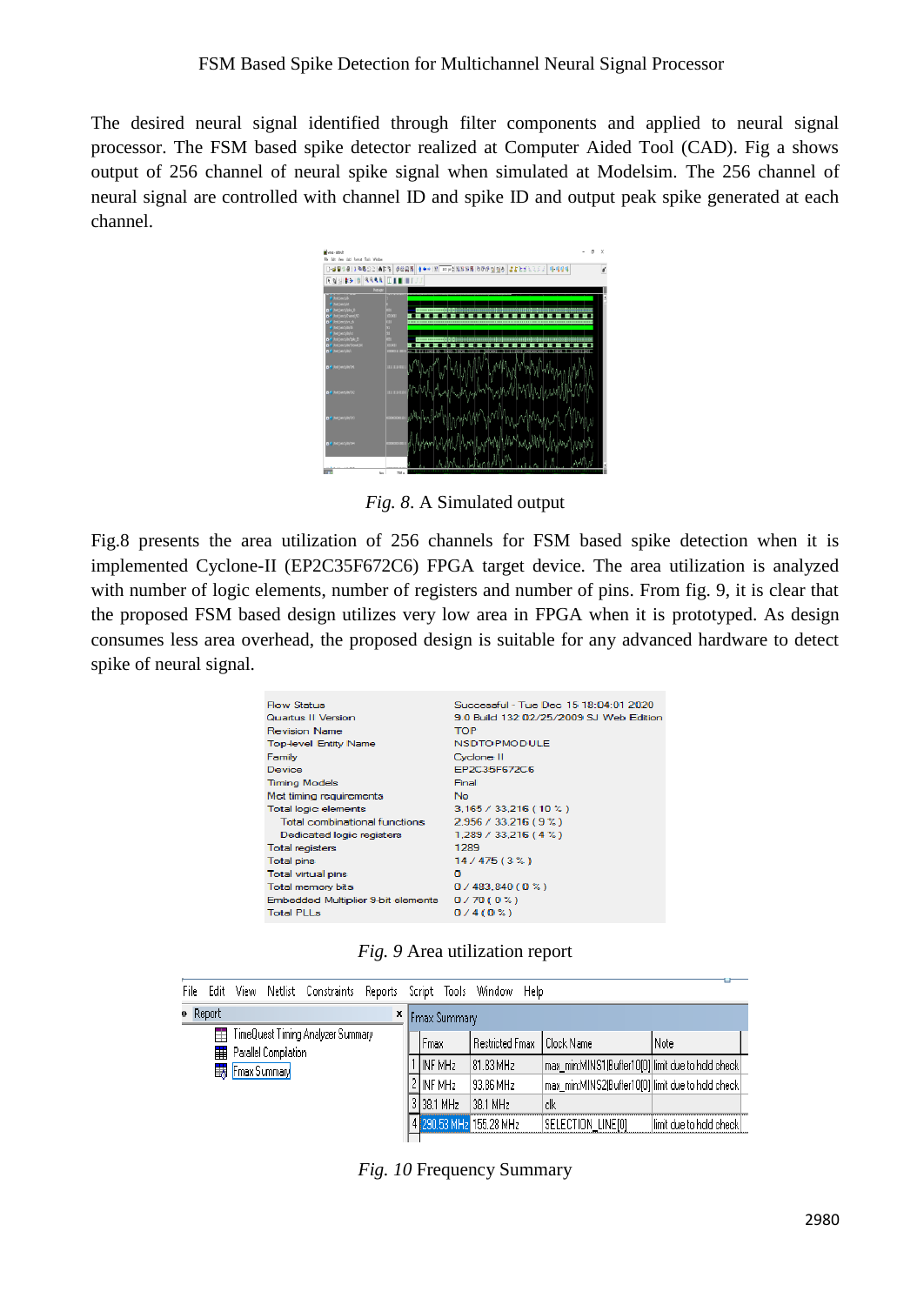The desired neural signal identified through filter components and applied to neural signal processor. The FSM based spike detector realized at Computer Aided Tool (CAD). Fig a shows output of 256 channel of neural spike signal when simulated at Modelsim. The 256 channel of neural signal are controlled with channel ID and spike ID and output peak spike generated at each channel.

*Fig. 8*. A Simulated output

Fig.8 presents the area utilization of 256 channels for FSM based spike detection when it is implemented Cyclone-II (EP2C35F672C6) FPGA target device. The area utilization is analyzed with number of logic elements, number of registers and number of pins. From fig. 9, it is clear that the proposed FSM based design utilizes very low area in FPGA when it is prototyped. As design consumes less area overhead, the proposed design is suitable for any advanced hardware to detect spike of neural signal.

| | |
|---|---|
| Flow Status | Successful - Tue Dec 15 18:04:01 2020 |
| Quartus II Version | 9.0 Build 132 02/25/2009 SJ Web Edition |
| Revision Name | TOP |
| Top-level Entity Name | NSDTOPMODULE |
| Family | Cyclone II |
| Device | EP2C35F672C6 |
| Timing Models | Final |
| Met timing requirements | No |
| Total logic elements | 3,165 / 33,216 ( 10 % ) |
| Total combinational functions | 2,956 / 33,216 ( 9 % ) |
| Dedicated logic registers | 1,289 / 33,216 ( 4 % ) |
| Total registers | 1289 |
| Total pins | 14 / 475 ( 3 % ) |
| Total virtual pins | 0 |
| Total memory bits | 0 / 483,840 ( 0 % ) |
| Embedded Multiplier 9-bit elements | 0 / 70 ( 0 % ) |
| Total PLLs | 0 / 4 ( 0 % ) |

*Fig. 9* Area utilization report

| | Fmax | Restricted Fmax | Clock Name | Note |
|---|---|---|---|---|
| 1 | INF MHz | 81.83 MHz | max_min:MINS1\|Buffer1[0][0] | limit due to hold check |
| 2 | INF MHz | 93.86 MHz | max_min:MINS2\|Buffer1[0][0] | limit due to hold check |
| 3 | 38.1 MHz | 38.1 MHz | clk | |
| 4 | 290.53 MHz | 155.28 MHz | SELECTION_LINE[0] | limit due to hold check |

*Fig. 10* Frequency Summary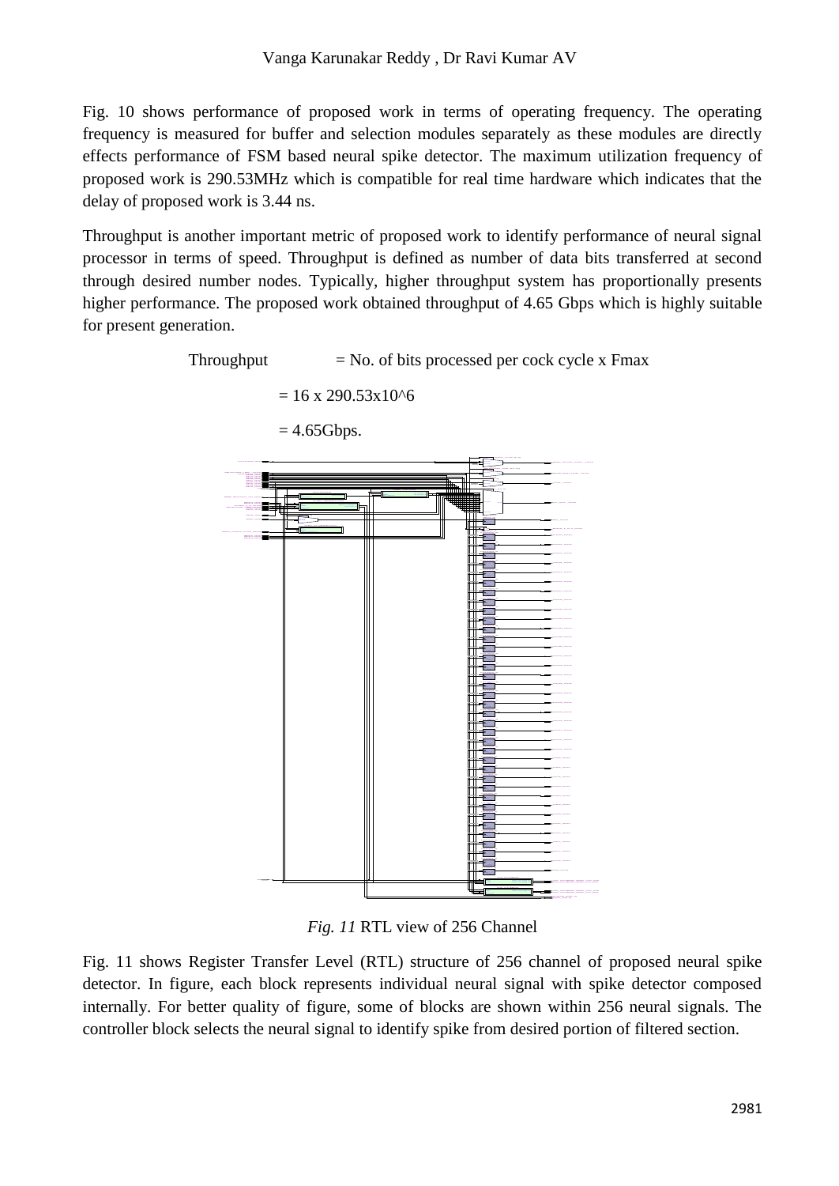Fig. 10 shows performance of proposed work in terms of operating frequency. The operating frequency is measured for buffer and selection modules separately as these modules are directly effects performance of FSM based neural spike detector. The maximum utilization frequency of proposed work is 290.53MHz which is compatible for real time hardware which indicates that the delay of proposed work is 3.44 ns.

Throughput is another important metric of proposed work to identify performance of neural signal processor in terms of speed. Throughput is defined as number of data bits transferred at second through desired number nodes. Typically, higher throughput system has proportionally presents higher performance. The proposed work obtained throughput of 4.65 Gbps which is highly suitable for present generation.

Throughput = No. of bits processed per cock cycle x Fmax

= 16 x 290.53x10^6

= 4.65Gbps.

*Fig. 11* RTL view of 256 Channel

Fig. 11 shows Register Transfer Level (RTL) structure of 256 channel of proposed neural spike detector. In figure, each block represents individual neural signal with spike detector composed internally. For better quality of figure, some of blocks are shown within 256 neural signals. The controller block selects the neural signal to identify spike from desired portion of filtered section.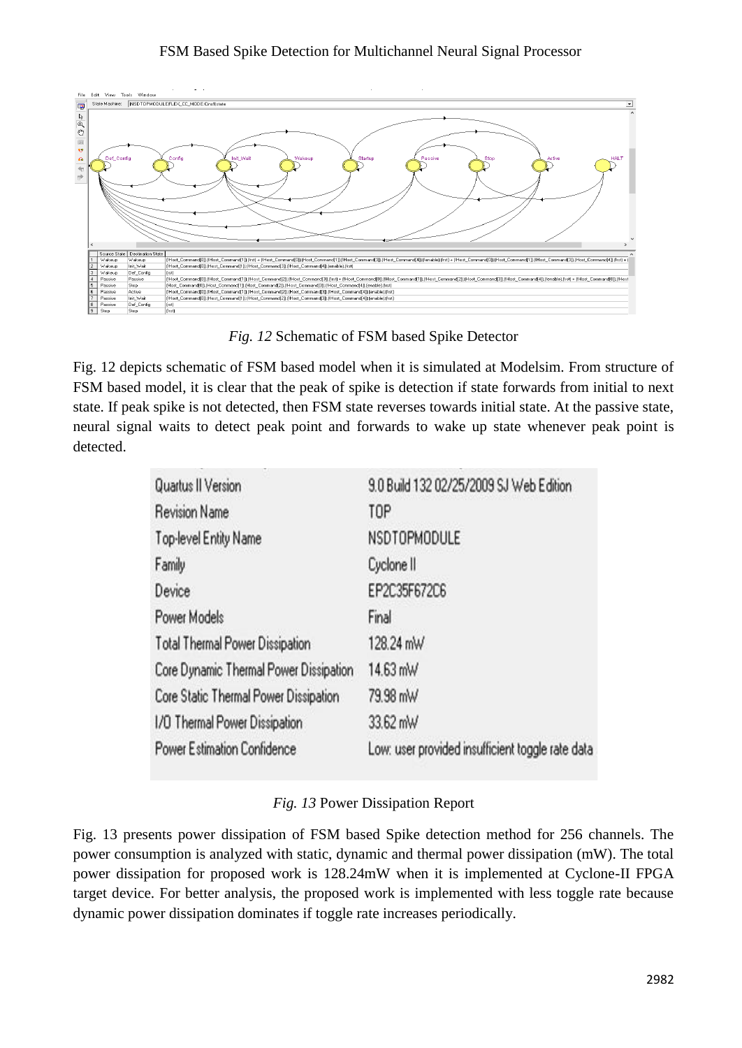*Fig. 12* Schematic of FSM based Spike Detector

Fig. 12 depicts schematic of FSM based model when it is simulated at Modelsim. From structure of FSM based model, it is clear that the peak of spike is detection if state forwards from initial to next state. If peak spike is not detected, then FSM state reverses towards initial state. At the passive state, neural signal waits to detect peak point and forwards to wake up state whenever peak point is detected.

| | |
|---|---|
| Quartus II Version | 9.0 Build 132 02/25/2009 SJ Web Edition |
| Revision Name | TOP |
| Top-level Entity Name | NSDTOPMODULE |
| Family | Cyclone II |
| Device | EP2C35F672C6 |
| Power Models | Final |
| Total Thermal Power Dissipation | 128.24 mW |
| Core Dynamic Thermal Power Dissipation | 14.63 mW |
| Core Static Thermal Power Dissipation | 79.98 mW |
| I/O Thermal Power Dissipation | 33.62 mW |
| Power Estimation Confidence | Low: user provided insufficient toggle rate data |

*Fig. 13* Power Dissipation Report

Fig. 13 presents power dissipation of FSM based Spike detection method for 256 channels. The power consumption is analyzed with static, dynamic and thermal power dissipation (mW). The total power dissipation for proposed work is 128.24mW when it is implemented at Cyclone-II FPGA target device. For better analysis, the proposed work is implemented with less toggle rate because dynamic power dissipation dominates if toggle rate increases periodically.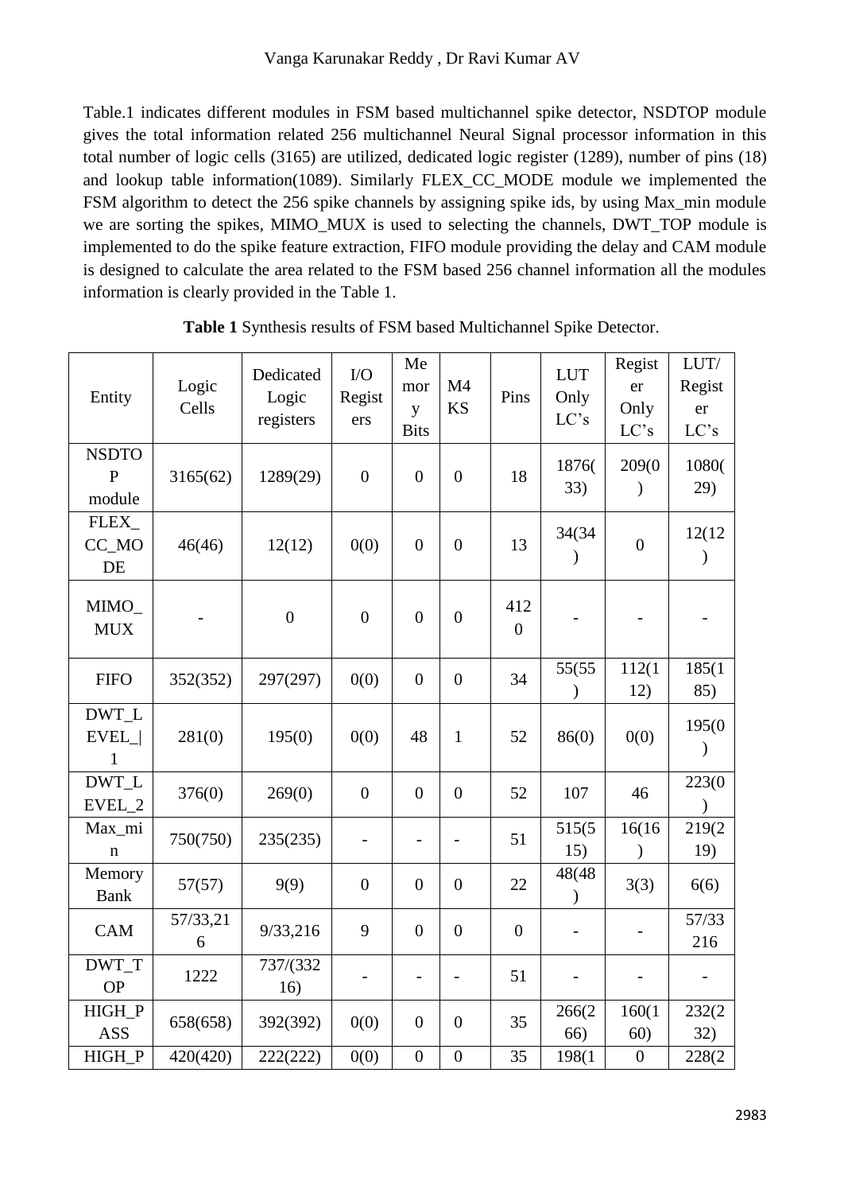Table.1 indicates different modules in FSM based multichannel spike detector, NSDTOP module gives the total information related 256 multichannel Neural Signal processor information in this total number of logic cells (3165) are utilized, dedicated logic register (1289), number of pins (18) and lookup table information(1089). Similarly FLEX_CC_MODE module we implemented the FSM algorithm to detect the 256 spike channels by assigning spike ids, by using Max_min module we are sorting the spikes, MIMO_MUX is used to selecting the channels, DWT_TOP module is implemented to do the spike feature extraction, FIFO module providing the delay and CAM module is designed to calculate the area related to the FSM based 256 channel information all the modules information is clearly provided in the Table 1.

**Table 1** Synthesis results of FSM based Multichannel Spike Detector.

| Entity | Logic Cells | Dedicated Logic registers | I/O Registers | Memory Bits | M4 KS | Pins | LUT Only LC's | Register Only LC's | LUT/ Register LC's |
|---|---|---|---|---|---|---|---|---|---|
| NSDTOP module | 3165(62) | 1289(29) | 0 | 0 | 0 | 18 | 1876(33) | 209(0) | 1080(29) |
| FLEX_CC_MODE | 46(46) | 12(12) | 0(0) | 0 | 0 | 13 | 34(34) | 0 | 12(12) |
| MIMO_MUX | - | 0 | 0 | 0 | 0 | 4120 | - | - | - |
| FIFO | 352(352) | 297(297) | 0(0) | 0 | 0 | 34 | 55(55) | 112(112) | 185(185) |
| DWT_LEVEL_\|1 | 281(0) | 195(0) | 0(0) | 48 | 1 | 52 | 86(0) | 0(0) | 195(0) |
| DWT_LEVEL_2 | 376(0) | 269(0) | 0 | 0 | 0 | 52 | 107 | 46 | 223(0) |
| Max_min | 750(750) | 235(235) | - | - | - | 51 | 515(515) | 16(16) | 219(219) |
| Memory Bank | 57(57) | 9(9) | 0 | 0 | 0 | 22 | 48(48) | 3(3) | 6(6) |
| CAM | 57/33,216 | 9/33,216 | 9 | 0 | 0 | 0 | - | - | 57/33216 |
| DWT_TOP | 1222 | 737/(33216) | - | - | - | 51 | - | - | - |
| HIGH_PASS | 658(658) | 392(392) | 0(0) | 0 | 0 | 35 | 266(266) | 160(160) | 232(232) |
| HIGH_P | 420(420) | 222(222) | 0(0) | 0 | 0 | 35 | 198(1 | 0 | 228(2 |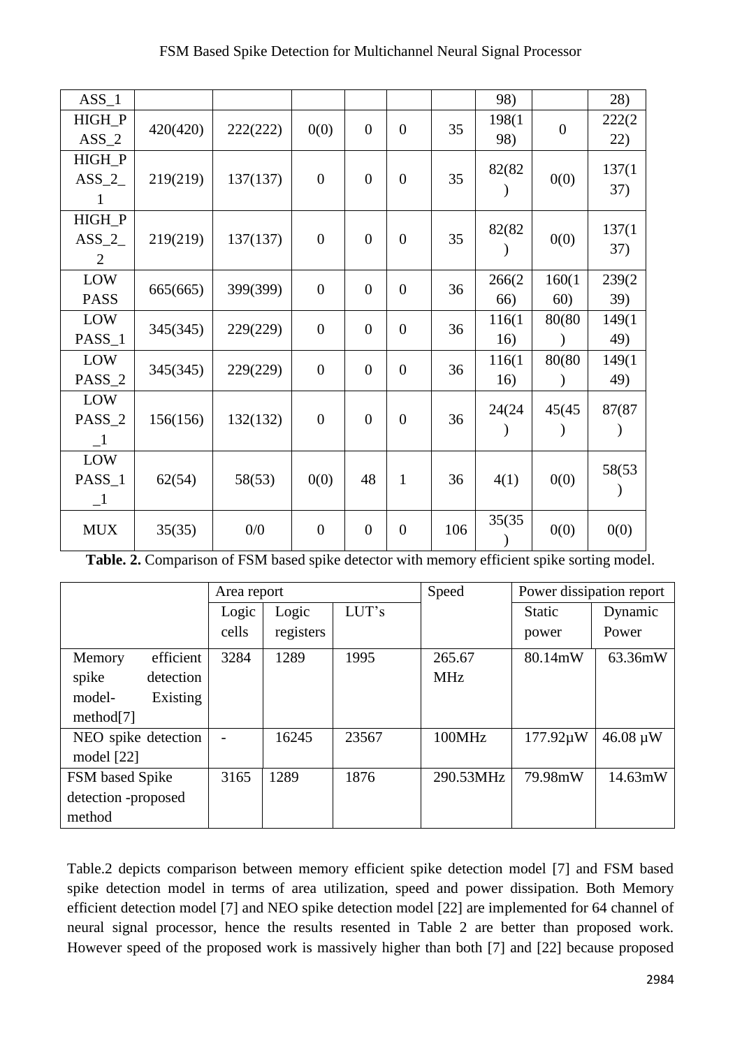| ASS_1 | | | | | | | 98) | | 28) |
|---|---|---|---|---|---|---|---|---|---|
| HIGH_PASS_2 | 420(420) | 222(222) | 0(0) | 0 | 0 | 35 | 198(198) | 0 | 222(222) |
| HIGH_PASS_2_1 | 219(219) | 137(137) | 0 | 0 | 0 | 35 | 82(82) | 0(0) | 137(137) |
| HIGH_PASS_2_2 | 219(219) | 137(137) | 0 | 0 | 0 | 35 | 82(82) | 0(0) | 137(137) |
| LOW PASS | 665(665) | 399(399) | 0 | 0 | 0 | 36 | 266(266) | 160(160) | 239(239) |
| LOW PASS_1 | 345(345) | 229(229) | 0 | 0 | 0 | 36 | 116(116) | 80(80) | 149(149) |
| LOW PASS_2 | 345(345) | 229(229) | 0 | 0 | 0 | 36 | 116(116) | 80(80) | 149(149) |
| LOW PASS_2_1 | 156(156) | 132(132) | 0 | 0 | 0 | 36 | 24(24) | 45(45) | 87(87) |
| LOW PASS_1_1 | 62(54) | 58(53) | 0(0) | 48 | 1 | 36 | 4(1) | 0(0) | 58(53) |
| MUX | 35(35) | 0/0 | 0 | 0 | 0 | 106 | 35(35) | 0(0) | 0(0) |

**Table. 2.** Comparison of FSM based spike detector with memory efficient spike sorting model.

| | Area report | | | Speed | Power dissipation report | |
|---|---|---|---|---|---|---|
| | Logic cells | Logic registers | LUT's | | Static power | Dynamic Power |
| Memory efficient spike detection model- Existing method[7] | 3284 | 1289 | 1995 | 265.67 MHz | 80.14mW | 63.36mW |
| NEO spike detection model [22] | - | 16245 | 23567 | 100MHz | 177.92µW | 46.08 µW |
| FSM based Spike detection -proposed method | 3165 | 1289 | 1876 | 290.53MHz | 79.98mW | 14.63mW |

Table.2 depicts comparison between memory efficient spike detection model [7] and FSM based spike detection model in terms of area utilization, speed and power dissipation. Both Memory efficient detection model [7] and NEO spike detection model [22] are implemented for 64 channel of neural signal processor, hence the results resented in Table 2 are better than proposed work. However speed of the proposed work is massively higher than both [7] and [22] because proposed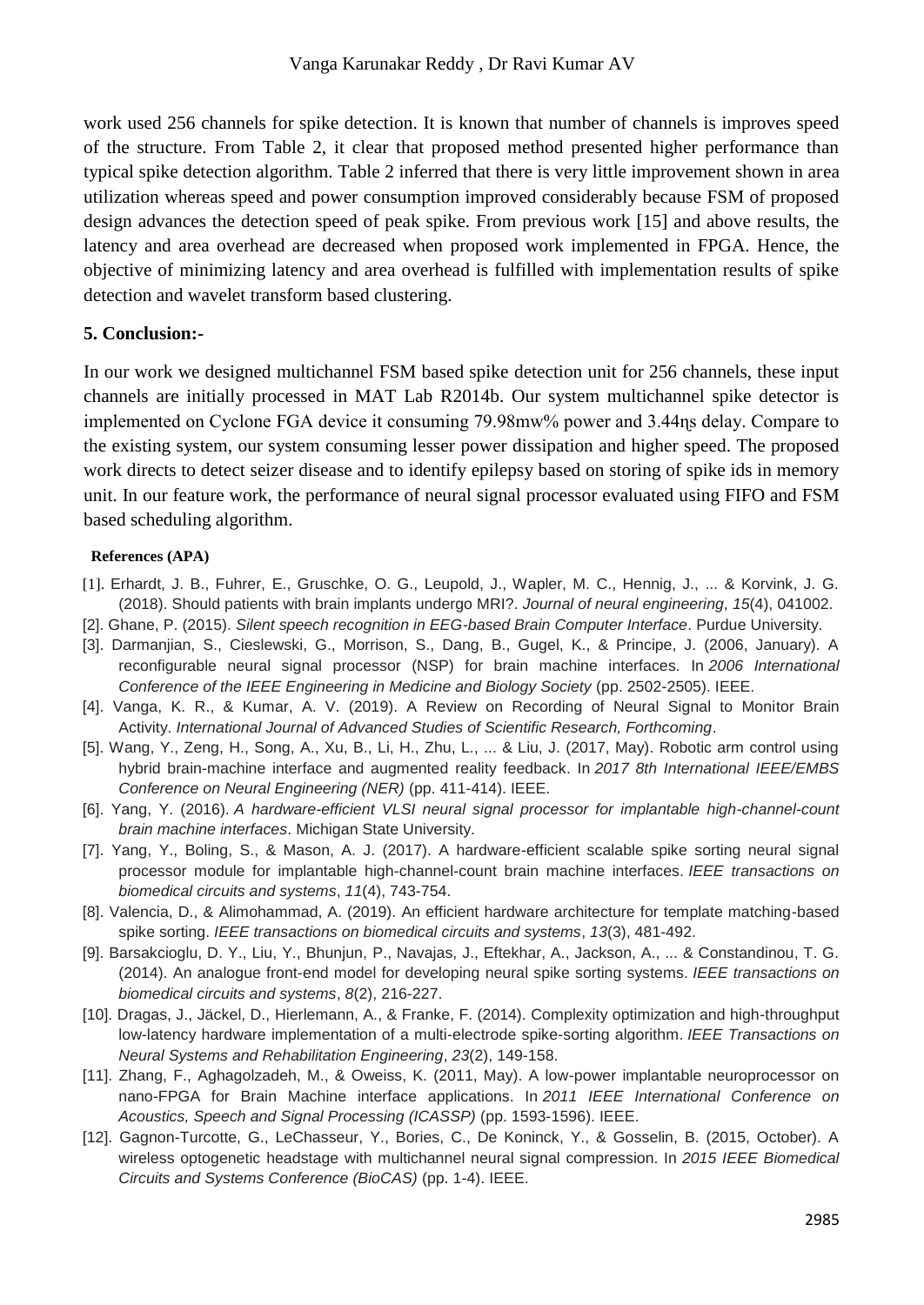work used 256 channels for spike detection. It is known that number of channels is improves speed of the structure. From Table 2, it clear that proposed method presented higher performance than typical spike detection algorithm. Table 2 inferred that there is very little improvement shown in area utilization whereas speed and power consumption improved considerably because FSM of proposed design advances the detection speed of peak spike. From previous work [15] and above results, the latency and area overhead are decreased when proposed work implemented in FPGA. Hence, the objective of minimizing latency and area overhead is fulfilled with implementation results of spike detection and wavelet transform based clustering.

## 5. Conclusion:-

In our work we designed multichannel FSM based spike detection unit for 256 channels, these input channels are initially processed in MAT Lab R2014b. Our system multichannel spike detector is implemented on Cyclone FGA device it consuming 79.98mw% power and 3.44ηs delay. Compare to the existing system, our system consuming lesser power dissipation and higher speed. The proposed work directs to detect seizer disease and to identify epilepsy based on storing of spike ids in memory unit. In our feature work, the performance of neural signal processor evaluated using FIFO and FSM based scheduling algorithm.

### References (APA)

[1]. Erhardt, J. B., Fuhrer, E., Gruschke, O. G., Leupold, J., Wapler, M. C., Hennig, J., ... & Korvink, J. G. (2018). Should patients with brain implants undergo MRI?. *Journal of neural engineering*, *15*(4), 041002.

[2]. Ghane, P. (2015). *Silent speech recognition in EEG-based Brain Computer Interface*. Purdue University.

[3]. Darmanjian, S., Cieslewski, G., Morrison, S., Dang, B., Gugel, K., & Principe, J. (2006, January). A reconfigurable neural signal processor (NSP) for brain machine interfaces. In *2006 International Conference of the IEEE Engineering in Medicine and Biology Society* (pp. 2502-2505). IEEE.

[4]. Vanga, K. R., & Kumar, A. V. (2019). A Review on Recording of Neural Signal to Monitor Brain Activity. *International Journal of Advanced Studies of Scientific Research, Forthcoming*.

[5]. Wang, Y., Zeng, H., Song, A., Xu, B., Li, H., Zhu, L., ... & Liu, J. (2017, May). Robotic arm control using hybrid brain-machine interface and augmented reality feedback. In *2017 8th International IEEE/EMBS Conference on Neural Engineering (NER)* (pp. 411-414). IEEE.

[6]. Yang, Y. (2016). *A hardware-efficient VLSI neural signal processor for implantable high-channel-count brain machine interfaces*. Michigan State University.

[7]. Yang, Y., Boling, S., & Mason, A. J. (2017). A hardware-efficient scalable spike sorting neural signal processor module for implantable high-channel-count brain machine interfaces. *IEEE transactions on biomedical circuits and systems*, *11*(4), 743-754.

[8]. Valencia, D., & Alimohammad, A. (2019). An efficient hardware architecture for template matching-based spike sorting. *IEEE transactions on biomedical circuits and systems*, *13*(3), 481-492.

[9]. Barsakcioglu, D. Y., Liu, Y., Bhunjun, P., Navajas, J., Eftekhar, A., Jackson, A., ... & Constandinou, T. G. (2014). An analogue front-end model for developing neural spike sorting systems. *IEEE transactions on biomedical circuits and systems*, *8*(2), 216-227.

[10]. Dragas, J., Jäckel, D., Hierlemann, A., & Franke, F. (2014). Complexity optimization and high-throughput low-latency hardware implementation of a multi-electrode spike-sorting algorithm. *IEEE Transactions on Neural Systems and Rehabilitation Engineering*, *23*(2), 149-158.

[11]. Zhang, F., Aghagolzadeh, M., & Oweiss, K. (2011, May). A low-power implantable neuroprocessor on nano-FPGA for Brain Machine interface applications. In *2011 IEEE International Conference on Acoustics, Speech and Signal Processing (ICASSP)* (pp. 1593-1596). IEEE.

[12]. Gagnon-Turcotte, G., LeChasseur, Y., Bories, C., De Koninck, Y., & Gosselin, B. (2015, October). A wireless optogenetic headstage with multichannel neural signal compression. In *2015 IEEE Biomedical Circuits and Systems Conference (BioCAS)* (pp. 1-4). IEEE.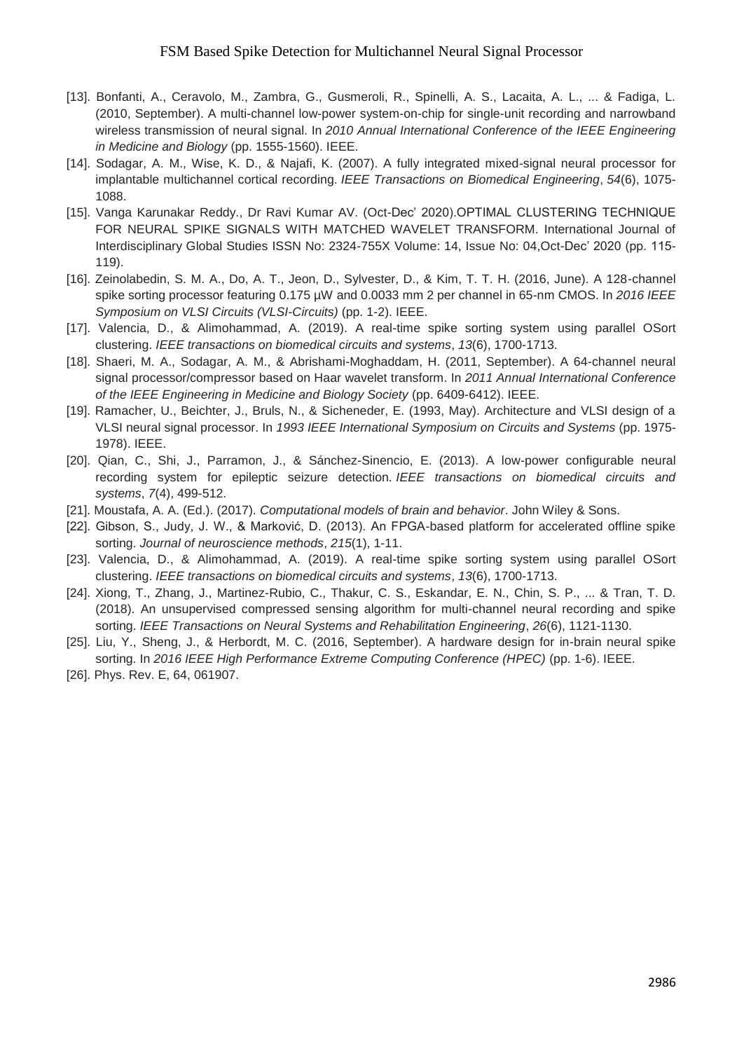[13]. Bonfanti, A., Ceravolo, M., Zambra, G., Gusmeroli, R., Spinelli, A. S., Lacaita, A. L., ... & Fadiga, L. (2010, September). A multi-channel low-power system-on-chip for single-unit recording and narrowband wireless transmission of neural signal. In *2010 Annual International Conference of the IEEE Engineering in Medicine and Biology* (pp. 1555-1560). IEEE.

[14]. Sodagar, A. M., Wise, K. D., & Najafi, K. (2007). A fully integrated mixed-signal neural processor for implantable multichannel cortical recording. *IEEE Transactions on Biomedical Engineering*, *54*(6), 1075-1088.

[15]. Vanga Karunakar Reddy., Dr Ravi Kumar AV. (Oct-Dec' 2020).OPTIMAL CLUSTERING TECHNIQUE FOR NEURAL SPIKE SIGNALS WITH MATCHED WAVELET TRANSFORM. International Journal of Interdisciplinary Global Studies ISSN No: 2324-755X Volume: 14, Issue No: 04,Oct-Dec' 2020 (pp. 115-119).

[16]. Zeinolabedin, S. M. A., Do, A. T., Jeon, D., Sylvester, D., & Kim, T. T. H. (2016, June). A 128-channel spike sorting processor featuring 0.175 µW and 0.0033 mm 2 per channel in 65-nm CMOS. In *2016 IEEE Symposium on VLSI Circuits (VLSI-Circuits)* (pp. 1-2). IEEE.

[17]. Valencia, D., & Alimohammad, A. (2019). A real-time spike sorting system using parallel OSort clustering. *IEEE transactions on biomedical circuits and systems*, *13*(6), 1700-1713.

[18]. Shaeri, M. A., Sodagar, A. M., & Abrishami-Moghaddam, H. (2011, September). A 64-channel neural signal processor/compressor based on Haar wavelet transform. In *2011 Annual International Conference of the IEEE Engineering in Medicine and Biology Society* (pp. 6409-6412). IEEE.

[19]. Ramacher, U., Beichter, J., Bruls, N., & Sicheneder, E. (1993, May). Architecture and VLSI design of a VLSI neural signal processor. In *1993 IEEE International Symposium on Circuits and Systems* (pp. 1975-1978). IEEE.

[20]. Qian, C., Shi, J., Parramon, J., & Sánchez-Sinencio, E. (2013). A low-power configurable neural recording system for epileptic seizure detection. *IEEE transactions on biomedical circuits and systems*, *7*(4), 499-512.

[21]. Moustafa, A. A. (Ed.). (2017). *Computational models of brain and behavior*. John Wiley & Sons.

[22]. Gibson, S., Judy, J. W., & Marković, D. (2013). An FPGA-based platform for accelerated offline spike sorting. *Journal of neuroscience methods*, *215*(1), 1-11.

[23]. Valencia, D., & Alimohammad, A. (2019). A real-time spike sorting system using parallel OSort clustering. *IEEE transactions on biomedical circuits and systems*, *13*(6), 1700-1713.

[24]. Xiong, T., Zhang, J., Martinez-Rubio, C., Thakur, C. S., Eskandar, E. N., Chin, S. P., ... & Tran, T. D. (2018). An unsupervised compressed sensing algorithm for multi-channel neural recording and spike sorting. *IEEE Transactions on Neural Systems and Rehabilitation Engineering*, *26*(6), 1121-1130.

[25]. Liu, Y., Sheng, J., & Herbordt, M. C. (2016, September). A hardware design for in-brain neural spike sorting. In *2016 IEEE High Performance Extreme Computing Conference (HPEC)* (pp. 1-6). IEEE.

[26]. Phys. Rev. E, 64, 061907.